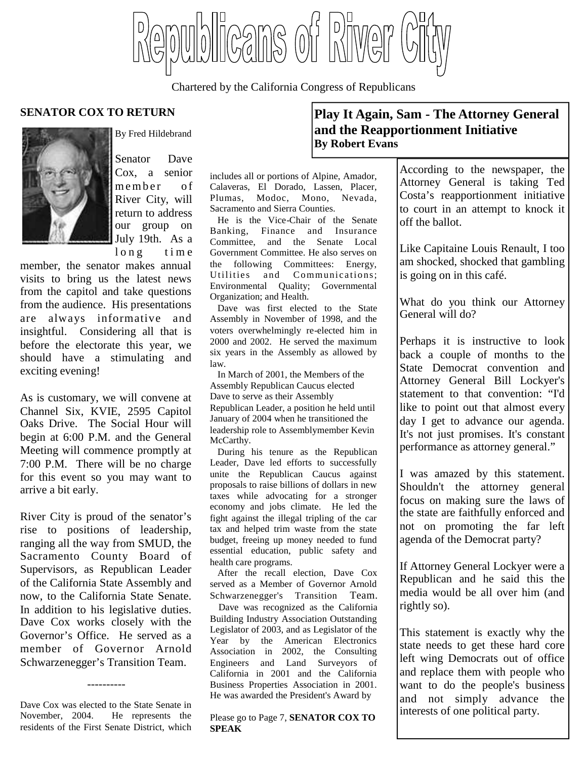# Republicans of River City

Chartered by the California Congress of Republicans

## SENATOR COX TO RETURN

By Fred Hildebrand

Senator Dave Cox, a senior member of River City, will return to address our group on July 19th. As a long time member, the senator makes annual visits to bring us the latest news from the capitol and take questions from the audience. His presentations are always informative and insightful. Considering all that is before the electorate this year, we should have a stimulating and exciting evening!

As is customary, we will convene at Channel Six, KVIE, 2595 Capitol Oaks Drive. The Social Hour will begin at 6:00 P.M. and the General Meeting will commence promptly at 7:00 P.M. There will be no charge for this event so you may want to arrive a bit early.

River City is proud of the senator's rise to positions of leadership, ranging all the way from SMUD, the Sacramento County Board of Supervisors, as Republican Leader of the California State Assembly and now, to the California State Senate. In addition to his legislative duties. Dave Cox works closely with the Governor's Office. He served as a member of Governor Arnold Schwarzenegger's Transition Team.

----------

Dave Cox was elected to the State Senate in November, 2004. He represents the residents of the First Senate District, which includes all or portions of Alpine, Amador, Calaveras, El Dorado, Lassen, Placer, Plumas, Modoc, Mono, Nevada, Sacramento and Sierra Counties.

He is the Vice-Chair of the Senate Banking, Finance and Insurance Committee, and the Senate Local Government Committee. He also serves on the following Committees: Energy, Utilities and Communications; Environmental Quality; Governmental Organization; and Health.

Dave was first elected to the State Assembly in November of 1998, and the voters overwhelmingly re-elected him in 2000 and 2002. He served the maximum six years in the Assembly as allowed by law.

In March of 2001, the Members of the Assembly Republican Caucus elected Dave to serve as their Assembly Republican Leader, a position he held until January of 2004 when he transitioned the leadership role to Assemblymember Kevin McCarthy.

During his tenure as the Republican Leader, Dave led efforts to successfully unite the Republican Caucus against proposals to raise billions of dollars in new taxes while advocating for a stronger economy and jobs climate. He led the fight against the illegal tripling of the car tax and helped trim waste from the state budget, freeing up money needed to fund essential education, public safety and health care programs.

After the recall election, Dave Cox served as a Member of Governor Arnold Schwarzenegger's Transition Team.

Dave was recognized as the California Building Industry Association Outstanding Legislator of 2003, and as Legislator of the Year by the American Electronics Association in 2002, the Consulting Engineers and Land Surveyors of California in 2001 and the California Business Properties Association in 2001. He was awarded the President's Award by

Please go to Page 7, **SENATOR COX TO SPEAK**

## Play It Again, Sam - The Attorney General and the Reapportionment Initiative

**By Robert Evans**

According to the newspaper, the Attorney General is taking Ted Costa's reapportionment initiative to court in an attempt to knock it off the ballot.

Like Capitaine Louis Renault, I too am shocked, shocked that gambling is going on in this café.

What do you think our Attorney General will do?

Perhaps it is instructive to look back a couple of months to the State Democrat convention and Attorney General Bill Lockyer's statement to that convention: "I'd like to point out that almost every day I get to advance our agenda. It's not just promises. It's constant performance as attorney general."

I was amazed by this statement. Shouldn't the attorney general focus on making sure the laws of the state are faithfully enforced and not on promoting the far left agenda of the Democrat party?

If Attorney General Lockyer were a Republican and he said this the media would be all over him (and rightly so).

This statement is exactly why the state needs to get these hard core left wing Democrats out of office and replace them with people who want to do the people's business and not simply advance the interests of one political party.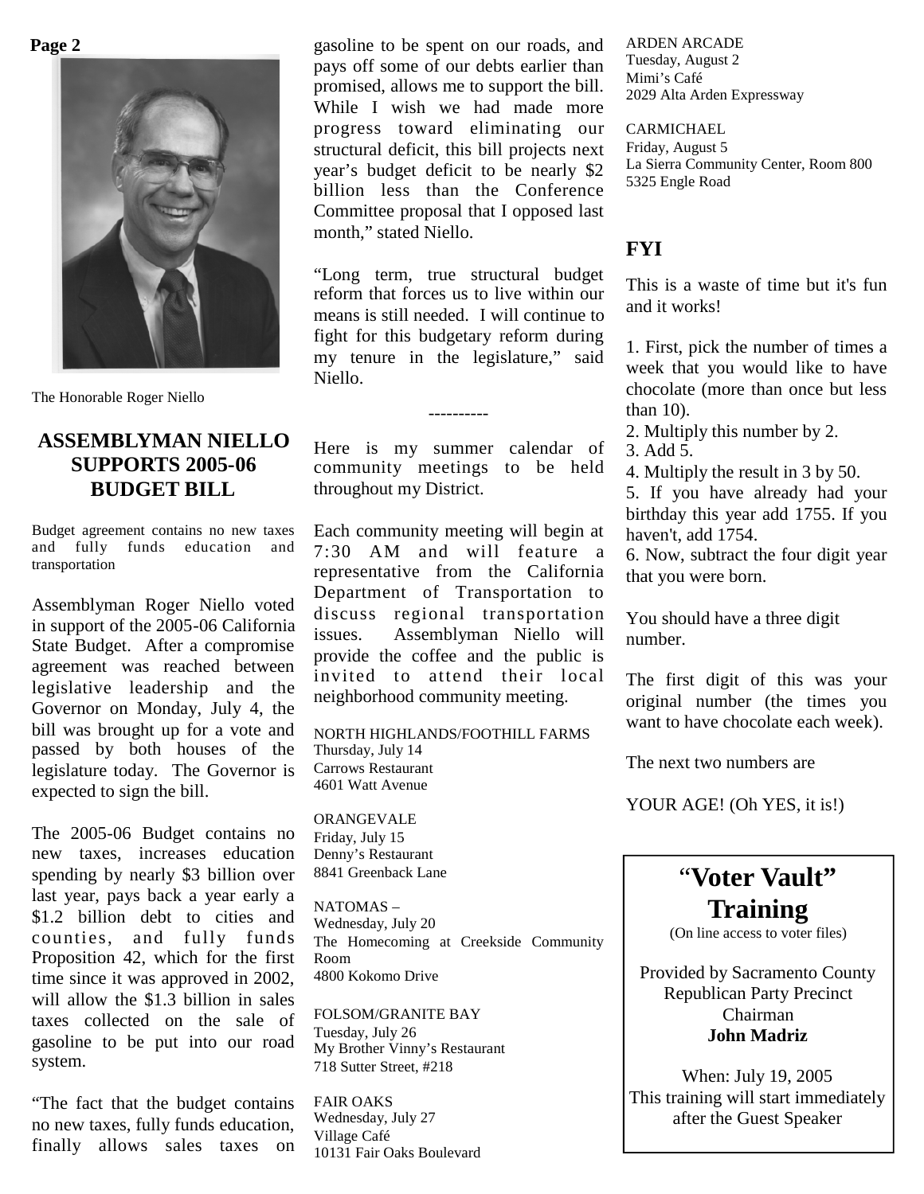The Honorable Roger Niello

## ASSEMBLYMAN NIELLO SUPPORTS 2005-06 BUDGET BILL

Budget agreement contains no new taxes and fully funds education and transportation

Assemblyman Roger Niello voted in support of the 2005-06 California State Budget. After a compromise agreement was reached between legislative leadership and the Governor on Monday, July 4, the bill was brought up for a vote and passed by both houses of the legislature today. The Governor is expected to sign the bill.

The 2005-06 Budget contains no new taxes, increases education spending by nearly $3 billion over last year, pays back a year early a $1.2 billion debt to cities and counties, and fully funds Proposition 42, which for the first time since it was approved in 2002, will allow the $1.3 billion in sales taxes collected on the sale of gasoline to be put into our road system.

"The fact that the budget contains no new taxes, fully funds education, finally allows sales taxes on gasoline to be spent on our roads, and pays off some of our debts earlier than promised, allows me to support the bill. While I wish we had made more progress toward eliminating our structural deficit, this bill projects next year's budget deficit to be nearly $2 billion less than the Conference Committee proposal that I opposed last month," stated Niello.

"Long term, true structural budget reform that forces us to live within our means is still needed. I will continue to fight for this budgetary reform during my tenure in the legislature," said Niello.

----------

Here is my summer calendar of community meetings to be held throughout my District.

Each community meeting will begin at 7:30 AM and will feature a representative from the California Department of Transportation to discuss regional transportation issues. Assemblyman Niello will provide the coffee and the public is invited to attend their local neighborhood community meeting.

NORTH HIGHLANDS/FOOTHILL FARMS
Thursday, July 14
Carrows Restaurant
4601 Watt Avenue

ORANGEVALE
Friday, July 15
Denny's Restaurant
8841 Greenback Lane

NATOMAS –
Wednesday, July 20
The Homecoming at Creekside Community Room
4800 Kokomo Drive

FOLSOM/GRANITE BAY
Tuesday, July 26
My Brother Vinny's Restaurant
718 Sutter Street, #218

FAIR OAKS
Wednesday, July 27
Village Café
10131 Fair Oaks Boulevard

ARDEN ARCADE
Tuesday, August 2
Mimi's Café
2029 Alta Arden Expressway

CARMICHAEL
Friday, August 5
La Sierra Community Center, Room 800
5325 Engle Road

## FYI

This is a waste of time but it's fun and it works!

1. First, pick the number of times a week that you would like to have chocolate (more than once but less than 10).
2. Multiply this number by 2.
3. Add 5.
4. Multiply the result in 3 by 50.
5. If you have already had your birthday this year add 1755. If you haven't, add 1754.
6. Now, subtract the four digit year that you were born.

You should have a three digit number.

The first digit of this was your original number (the times you want to have chocolate each week).

The next two numbers are

YOUR AGE! (Oh YES, it is!)

## "Voter Vault" Training

(On line access to voter files)

Provided by Sacramento County Republican Party Precinct Chairman
**John Madriz**

When: July 19, 2005
This training will start immediately after the Guest Speaker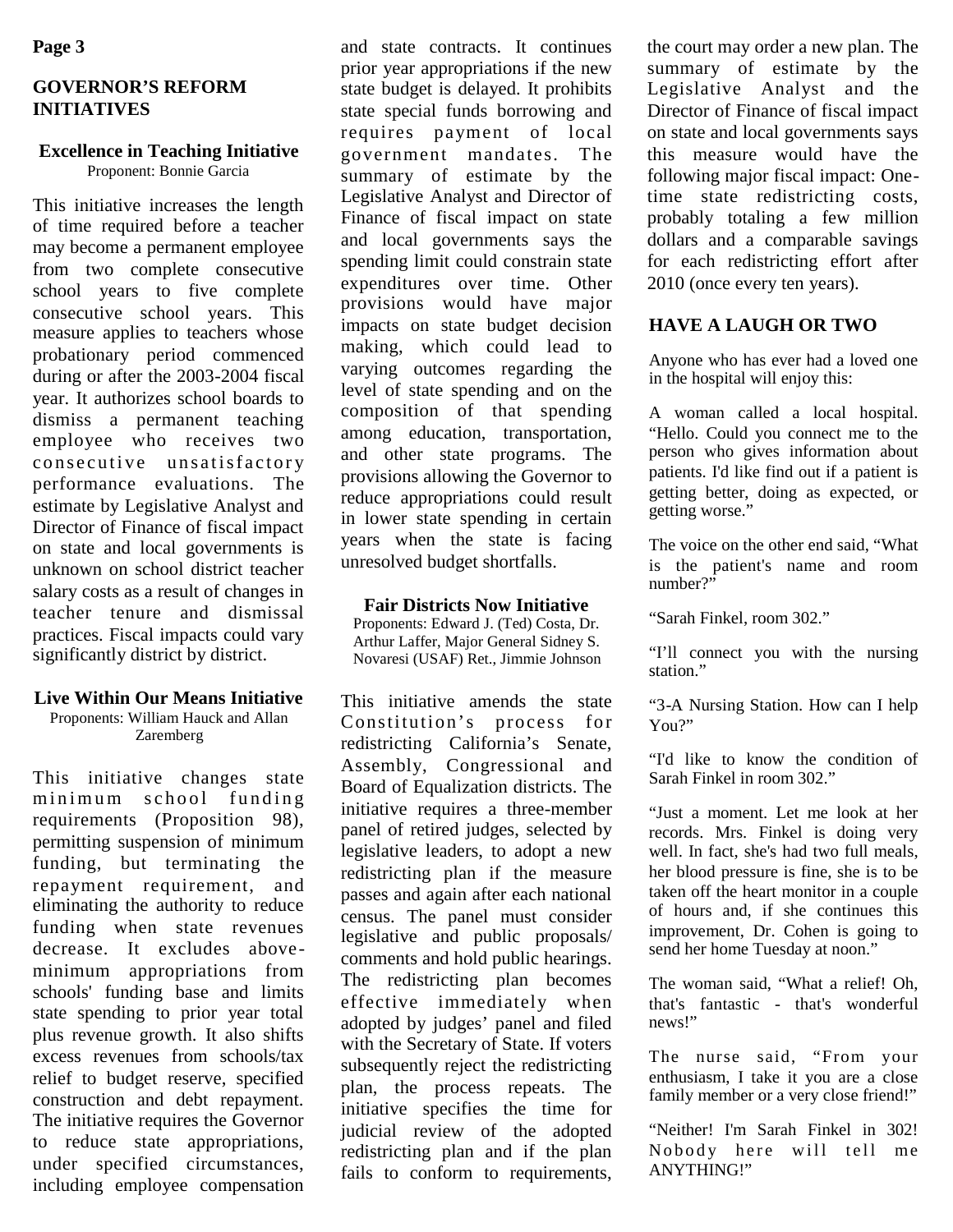## GOVERNOR'S REFORM INITIATIVES

### Excellence in Teaching Initiative

Proponent: Bonnie Garcia

This initiative increases the length of time required before a teacher may become a permanent employee from two complete consecutive school years to five complete consecutive school years. This measure applies to teachers whose probationary period commenced during or after the 2003-2004 fiscal year. It authorizes school boards to dismiss a permanent teaching employee who receives two consecutive unsatisfactory performance evaluations. The estimate by Legislative Analyst and Director of Finance of fiscal impact on state and local governments is unknown on school district teacher salary costs as a result of changes in teacher tenure and dismissal practices. Fiscal impacts could vary significantly district by district.

### Live Within Our Means Initiative

Proponents: William Hauck and Allan Zaremberg

This initiative changes state minimum school funding requirements (Proposition 98), permitting suspension of minimum funding, but terminating the repayment requirement, and eliminating the authority to reduce funding when state revenues decrease. It excludes above-minimum appropriations from schools' funding base and limits state spending to prior year total plus revenue growth. It also shifts excess revenues from schools/tax relief to budget reserve, specified construction and debt repayment. The initiative requires the Governor to reduce state appropriations, under specified circumstances, including employee compensation and state contracts. It continues prior year appropriations if the new state budget is delayed. It prohibits state special funds borrowing and requires payment of local government mandates. The summary of estimate by the Legislative Analyst and Director of Finance of fiscal impact on state and local governments says the spending limit could constrain state expenditures over time. Other provisions would have major impacts on state budget decision making, which could lead to varying outcomes regarding the level of state spending and on the composition of that spending among education, transportation, and other state programs. The provisions allowing the Governor to reduce appropriations could result in lower state spending in certain years when the state is facing unresolved budget shortfalls.

### Fair Districts Now Initiative

Proponents: Edward J. (Ted) Costa, Dr. Arthur Laffer, Major General Sidney S. Novaresi (USAF) Ret., Jimmie Johnson

This initiative amends the state Constitution's process for redistricting California's Senate, Assembly, Congressional and Board of Equalization districts. The initiative requires a three-member panel of retired judges, selected by legislative leaders, to adopt a new redistricting plan if the measure passes and again after each national census. The panel must consider legislative and public proposals/ comments and hold public hearings. The redistricting plan becomes effective immediately when adopted by judges' panel and filed with the Secretary of State. If voters subsequently reject the redistricting plan, the process repeats. The initiative specifies the time for judicial review of the adopted redistricting plan and if the plan fails to conform to requirements, the court may order a new plan. The summary of estimate by the Legislative Analyst and the Director of Finance of fiscal impact on state and local governments says this measure would have the following major fiscal impact: One-time state redistricting costs, probably totaling a few million dollars and a comparable savings for each redistricting effort after 2010 (once every ten years).

## HAVE A LAUGH OR TWO

Anyone who has ever had a loved one in the hospital will enjoy this:

A woman called a local hospital. "Hello. Could you connect me to the person who gives information about patients. I'd like find out if a patient is getting better, doing as expected, or getting worse."

The voice on the other end said, "What is the patient's name and room number?"

"Sarah Finkel, room 302."

"I'll connect you with the nursing station."

"3-A Nursing Station. How can I help You?"

"I'd like to know the condition of Sarah Finkel in room 302."

"Just a moment. Let me look at her records. Mrs. Finkel is doing very well. In fact, she's had two full meals, her blood pressure is fine, she is to be taken off the heart monitor in a couple of hours and, if she continues this improvement, Dr. Cohen is going to send her home Tuesday at noon."

The woman said, "What a relief! Oh, that's fantastic - that's wonderful news!"

The nurse said, "From your enthusiasm, I take it you are a close family member or a very close friend!"

"Neither! I'm Sarah Finkel in 302! Nobody here will tell me ANYTHING!"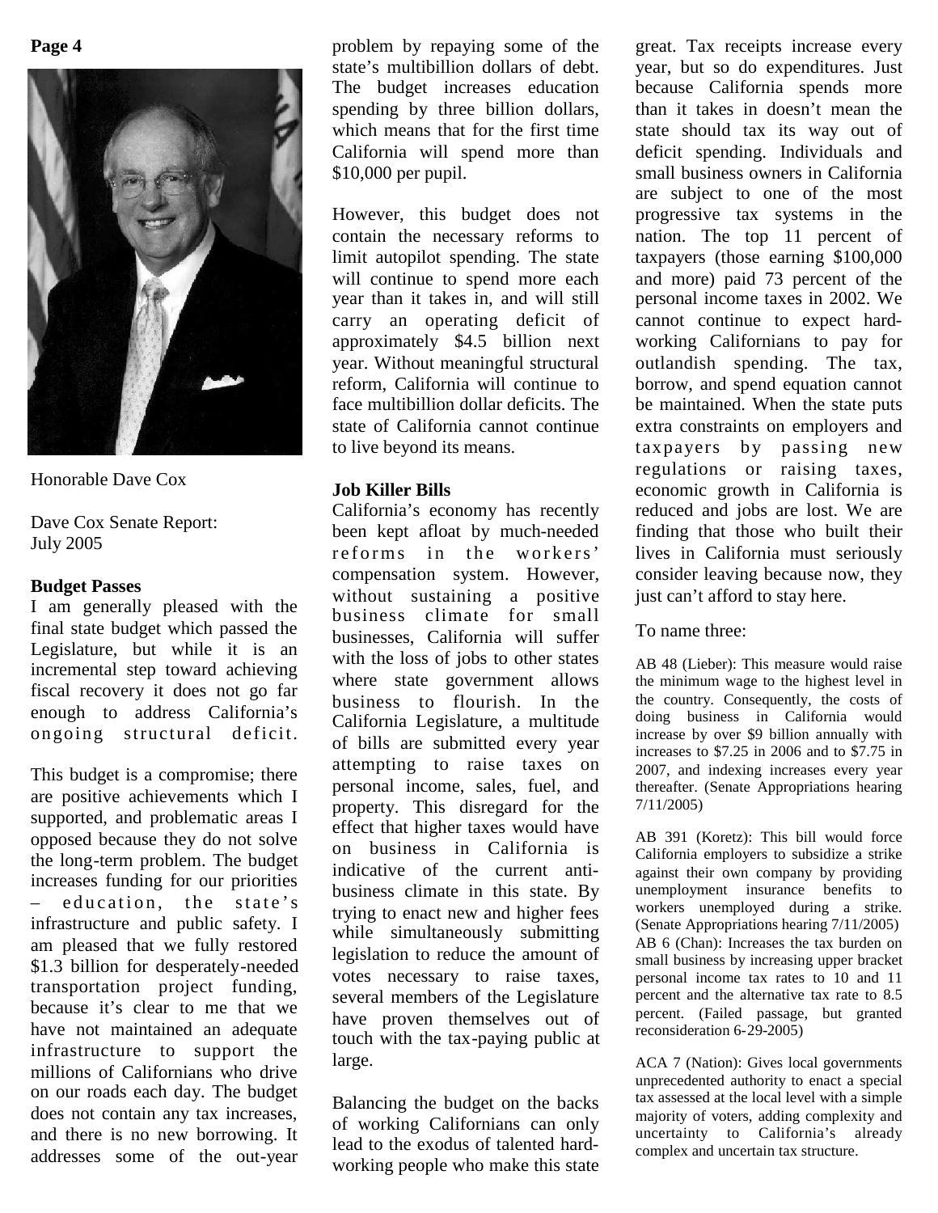Honorable Dave Cox

Dave Cox Senate Report: July 2005

**Budget Passes**

I am generally pleased with the final state budget which passed the Legislature, but while it is an incremental step toward achieving fiscal recovery it does not go far enough to address California's ongoing structural deficit.

This budget is a compromise; there are positive achievements which I supported, and problematic areas I opposed because they do not solve the long-term problem. The budget increases funding for our priorities – education, the state's infrastructure and public safety. I am pleased that we fully restored $1.3 billion for desperately-needed transportation project funding, because it's clear to me that we have not maintained an adequate infrastructure to support the millions of Californians who drive on our roads each day. The budget does not contain any tax increases, and there is no new borrowing. It addresses some of the out-year problem by repaying some of the state's multibillion dollars of debt. The budget increases education spending by three billion dollars, which means that for the first time California will spend more than $10,000 per pupil.

However, this budget does not contain the necessary reforms to limit autopilot spending. The state will continue to spend more each year than it takes in, and will still carry an operating deficit of approximately $4.5 billion next year. Without meaningful structural reform, California will continue to face multibillion dollar deficits. The state of California cannot continue to live beyond its means.

**Job Killer Bills**

California's economy has recently been kept afloat by much-needed reforms in the workers' compensation system. However, without sustaining a positive business climate for small businesses, California will suffer with the loss of jobs to other states where state government allows business to flourish. In the California Legislature, a multitude of bills are submitted every year attempting to raise taxes on personal income, sales, fuel, and property. This disregard for the effect that higher taxes would have on business in California is indicative of the current anti-business climate in this state. By trying to enact new and higher fees while simultaneously submitting legislation to reduce the amount of votes necessary to raise taxes, several members of the Legislature have proven themselves out of touch with the tax-paying public at large.

Balancing the budget on the backs of working Californians can only lead to the exodus of talented hard-working people who make this state great. Tax receipts increase every year, but so do expenditures. Just because California spends more than it takes in doesn't mean the state should tax its way out of deficit spending. Individuals and small business owners in California are subject to one of the most progressive tax systems in the nation. The top 11 percent of taxpayers (those earning $100,000 and more) paid 73 percent of the personal income taxes in 2002. We cannot continue to expect hard-working Californians to pay for outlandish spending. The tax, borrow, and spend equation cannot be maintained. When the state puts extra constraints on employers and taxpayers by passing new regulations or raising taxes, economic growth in California is reduced and jobs are lost. We are finding that those who built their lives in California must seriously consider leaving because now, they just can't afford to stay here.

To name three:

AB 48 (Lieber): This measure would raise the minimum wage to the highest level in the country. Consequently, the costs of doing business in California would increase by over $9 billion annually with increases to $7.25 in 2006 and to $7.75 in 2007, and indexing increases every year thereafter. (Senate Appropriations hearing 7/11/2005)

AB 391 (Koretz): This bill would force California employers to subsidize a strike against their own company by providing unemployment insurance benefits to workers unemployed during a strike. (Senate Appropriations hearing 7/11/2005)

AB 6 (Chan): Increases the tax burden on small business by increasing upper bracket personal income tax rates to 10 and 11 percent and the alternative tax rate to 8.5 percent. (Failed passage, but granted reconsideration 6-29-2005)

ACA 7 (Nation): Gives local governments unprecedented authority to enact a special tax assessed at the local level with a simple majority of voters, adding complexity and uncertainty to California's already complex and uncertain tax structure.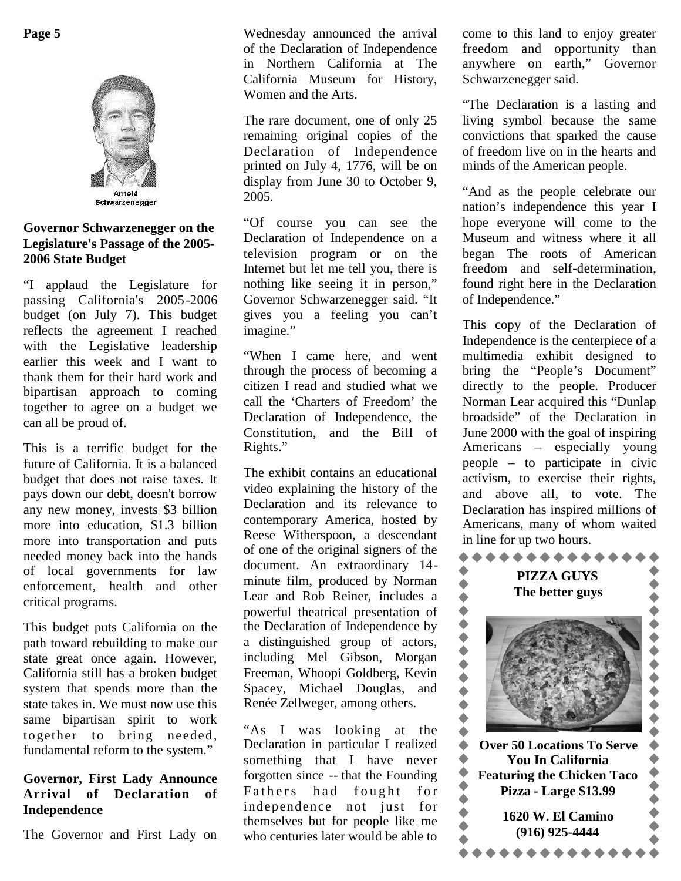Arnold Schwarzenegger

### Governor Schwarzenegger on the Legislature's Passage of the 2005-2006 State Budget

"I applaud the Legislature for passing California's 2005-2006 budget (on July 7). This budget reflects the agreement I reached with the Legislative leadership earlier this week and I want to thank them for their hard work and bipartisan approach to coming together to agree on a budget we can all be proud of.

This is a terrific budget for the future of California. It is a balanced budget that does not raise taxes. It pays down our debt, doesn't borrow any new money, invests $3 billion more into education, $1.3 billion more into transportation and puts needed money back into the hands of local governments for law enforcement, health and other critical programs.

This budget puts California on the path toward rebuilding to make our state great once again. However, California still has a broken budget system that spends more than the state takes in. We must now use this same bipartisan spirit to work together to bring needed, fundamental reform to the system."

### Governor, First Lady Announce Arrival of Declaration of Independence

The Governor and First Lady on Wednesday announced the arrival of the Declaration of Independence in Northern California at The California Museum for History, Women and the Arts.

The rare document, one of only 25 remaining original copies of the Declaration of Independence printed on July 4, 1776, will be on display from June 30 to October 9, 2005.

"Of course you can see the Declaration of Independence on a television program or on the Internet but let me tell you, there is nothing like seeing it in person," Governor Schwarzenegger said. "It gives you a feeling you can't imagine."

"When I came here, and went through the process of becoming a citizen I read and studied what we call the 'Charters of Freedom' the Declaration of Independence, the Constitution, and the Bill of Rights."

The exhibit contains an educational video explaining the history of the Declaration and its relevance to contemporary America, hosted by Reese Witherspoon, a descendant of one of the original signers of the document. An extraordinary 14-minute film, produced by Norman Lear and Rob Reiner, includes a powerful theatrical presentation of the Declaration of Independence by a distinguished group of actors, including Mel Gibson, Morgan Freeman, Whoopi Goldberg, Kevin Spacey, Michael Douglas, and Renée Zellweger, among others.

"As I was looking at the Declaration in particular I realized something that I have never forgotten since -- that the Founding Fathers had fought for independence not just for themselves but for people like me who centuries later would be able to come to this land to enjoy greater freedom and opportunity than anywhere on earth," Governor Schwarzenegger said.

"The Declaration is a lasting and living symbol because the same convictions that sparked the cause of freedom live on in the hearts and minds of the American people.

"And as the people celebrate our nation's independence this year I hope everyone will come to the Museum and witness where it all began The roots of American freedom and self-determination, found right here in the Declaration of Independence."

This copy of the Declaration of Independence is the centerpiece of a multimedia exhibit designed to bring the "People's Document" directly to the people. Producer Norman Lear acquired this "Dunlap broadside" of the Declaration in June 2000 with the goal of inspiring Americans – especially young people – to participate in civic activism, to exercise their rights, and above all, to vote. The Declaration has inspired millions of Americans, many of whom waited in line for up two hours.

**PIZZA GUYS**
**The better guys**

**Over 50 Locations To Serve You In California**
**Featuring the Chicken Taco Pizza - Large $13.99**

**1620 W. El Camino**
**(916) 925-4444**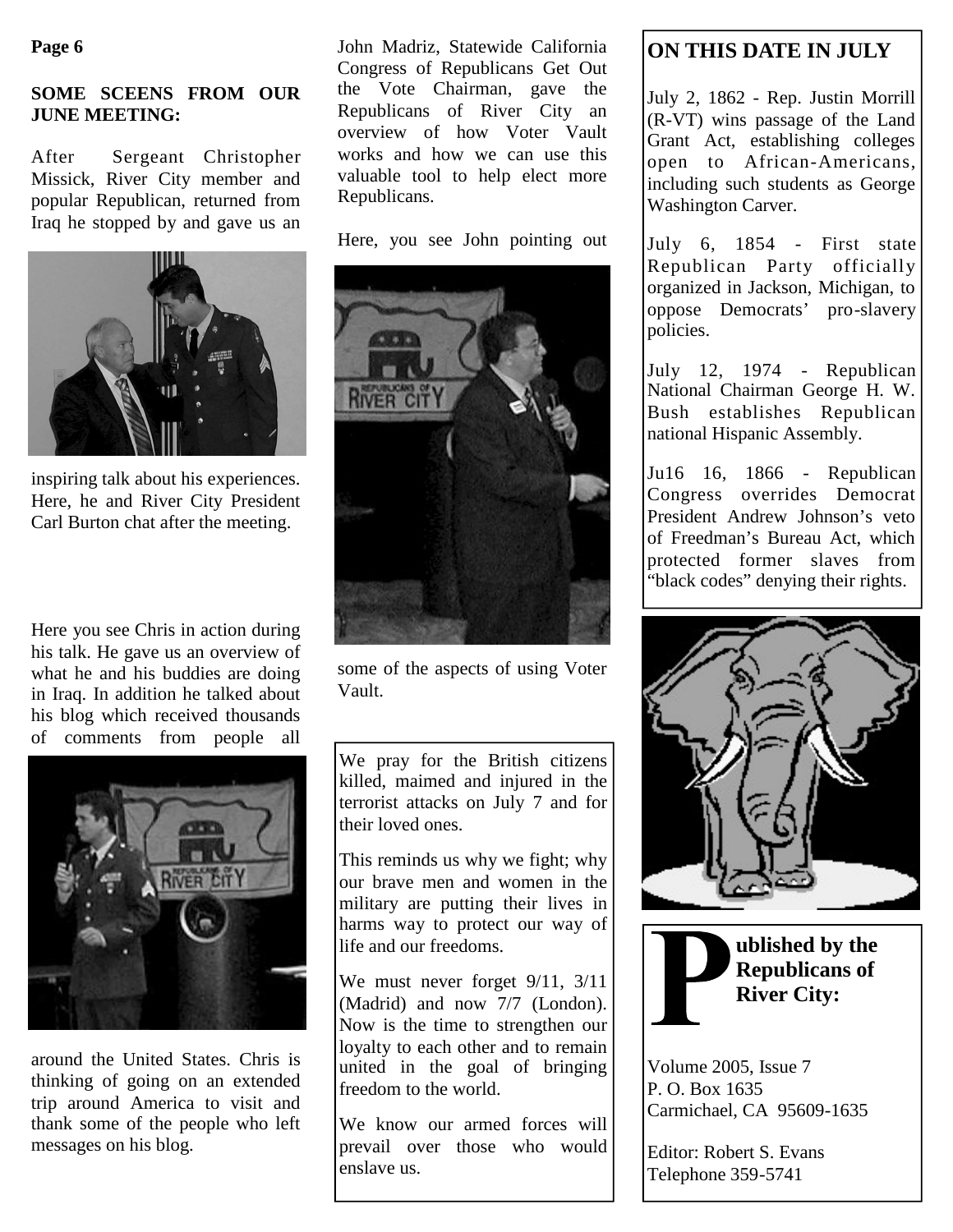**SOME SCEENS FROM OUR JUNE MEETING:**

After Sergeant Christopher Missick, River City member and popular Republican, returned from Iraq he stopped by and gave us an inspiring talk about his experiences. Here, he and River City President Carl Burton chat after the meeting.

Here you see Chris in action during his talk. He gave us an overview of what he and his buddies are doing in Iraq. In addition he talked about his blog which received thousands of comments from people all around the United States. Chris is thinking of going on an extended trip around America to visit and thank some of the people who left messages on his blog.

John Madriz, Statewide California Congress of Republicans Get Out the Vote Chairman, gave the Republicans of River City an overview of how Voter Vault works and how we can use this valuable tool to help elect more Republicans.

Here, you see John pointing out some of the aspects of using Voter Vault.

We pray for the British citizens killed, maimed and injured in the terrorist attacks on July 7 and for their loved ones.

This reminds us why we fight; why our brave men and women in the military are putting their lives in harms way to protect our way of life and our freedoms.

We must never forget 9/11, 3/11 (Madrid) and now 7/7 (London). Now is the time to strengthen our loyalty to each other and to remain united in the goal of bringing freedom to the world.

We know our armed forces will prevail over those who would enslave us.

## ON THIS DATE IN JULY

July 2, 1862 - Rep. Justin Morrill (R-VT) wins passage of the Land Grant Act, establishing colleges open to African-Americans, including such students as George Washington Carver.

July 6, 1854 - First state Republican Party officially organized in Jackson, Michigan, to oppose Democrats' pro-slavery policies.

July 12, 1974 - Republican National Chairman George H. W. Bush establishes Republican national Hispanic Assembly.

Ju16 16, 1866 - Republican Congress overrides Democrat President Andrew Johnson's veto of Freedman's Bureau Act, which protected former slaves from "black codes" denying their rights.

**Published by the Republicans of River City:**

Volume 2005, Issue 7
P. O. Box 1635
Carmichael, CA 95609-1635

Editor: Robert S. Evans
Telephone 359-5741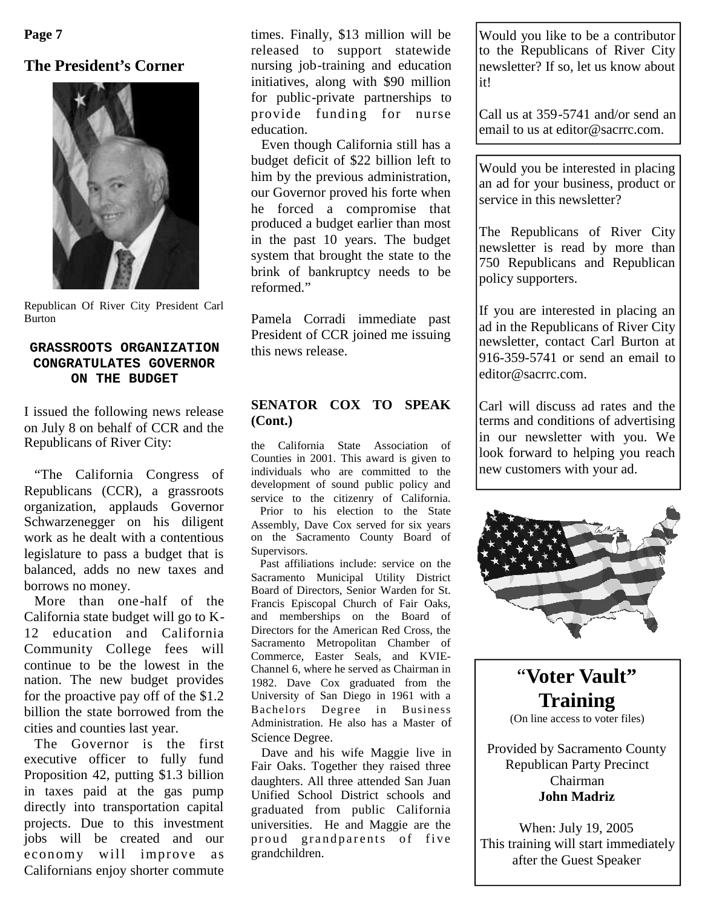## The President's Corner

Republican Of River City President Carl Burton

### GRASSROOTS ORGANIZATION CONGRATULATES GOVERNOR ON THE BUDGET

I issued the following news release on July 8 on behalf of CCR and the Republicans of River City:

"The California Congress of Republicans (CCR), a grassroots organization, applauds Governor Schwarzenegger on his diligent work as he dealt with a contentious legislature to pass a budget that is balanced, adds no new taxes and borrows no money.

More than one-half of the California state budget will go to K-12 education and California Community College fees will continue to be the lowest in the nation. The new budget provides for the proactive pay off of the $1.2 billion the state borrowed from the cities and counties last year.

The Governor is the first executive officer to fully fund Proposition 42, putting $1.3 billion in taxes paid at the gas pump directly into transportation capital projects. Due to this investment jobs will be created and our economy will improve as Californians enjoy shorter commute times. Finally, $13 million will be released to support statewide nursing job-training and education initiatives, along with $90 million for public-private partnerships to provide funding for nurse education.

Even though California still has a budget deficit of $22 billion left to him by the previous administration, our Governor proved his forte when he forced a compromise that produced a budget earlier than most in the past 10 years. The budget system that brought the state to the brink of bankruptcy needs to be reformed."

Pamela Corradi immediate past President of CCR joined me issuing this news release.

### SENATOR COX TO SPEAK (Cont.)

the California State Association of Counties in 2001. This award is given to individuals who are committed to the development of sound public policy and service to the citizenry of California.

Prior to his election to the State Assembly, Dave Cox served for six years on the Sacramento County Board of Supervisors.

Past affiliations include: service on the Sacramento Municipal Utility District Board of Directors, Senior Warden for St. Francis Episcopal Church of Fair Oaks, and memberships on the Board of Directors for the American Red Cross, the Sacramento Metropolitan Chamber of Commerce, Easter Seals, and KVIE-Channel 6, where he served as Chairman in 1982. Dave Cox graduated from the University of San Diego in 1961 with a Bachelors Degree in Business Administration. He also has a Master of Science Degree.

Dave and his wife Maggie live in Fair Oaks. Together they raised three daughters. All three attended San Juan Unified School District schools and graduated from public California universities. He and Maggie are the proud grandparents of five grandchildren.

---

Would you like to be a contributor to the Republicans of River City newsletter? If so, let us know about it!

Call us at 359-5741 and/or send an email to us at editor@sacrrc.com.

---

Would you be interested in placing an ad for your business, product or service in this newsletter?

The Republicans of River City newsletter is read by more than 750 Republicans and Republican policy supporters.

If you are interested in placing an ad in the Republicans of River City newsletter, contact Carl Burton at 916-359-5741 or send an email to editor@sacrrc.com.

Carl will discuss ad rates and the terms and conditions of advertising in our newsletter with you. We look forward to helping you reach new customers with your ad.

---

## "Voter Vault" Training

(On line access to voter files)

Provided by Sacramento County Republican Party Precinct Chairman **John Madriz**

When: July 19, 2005
This training will start immediately after the Guest Speaker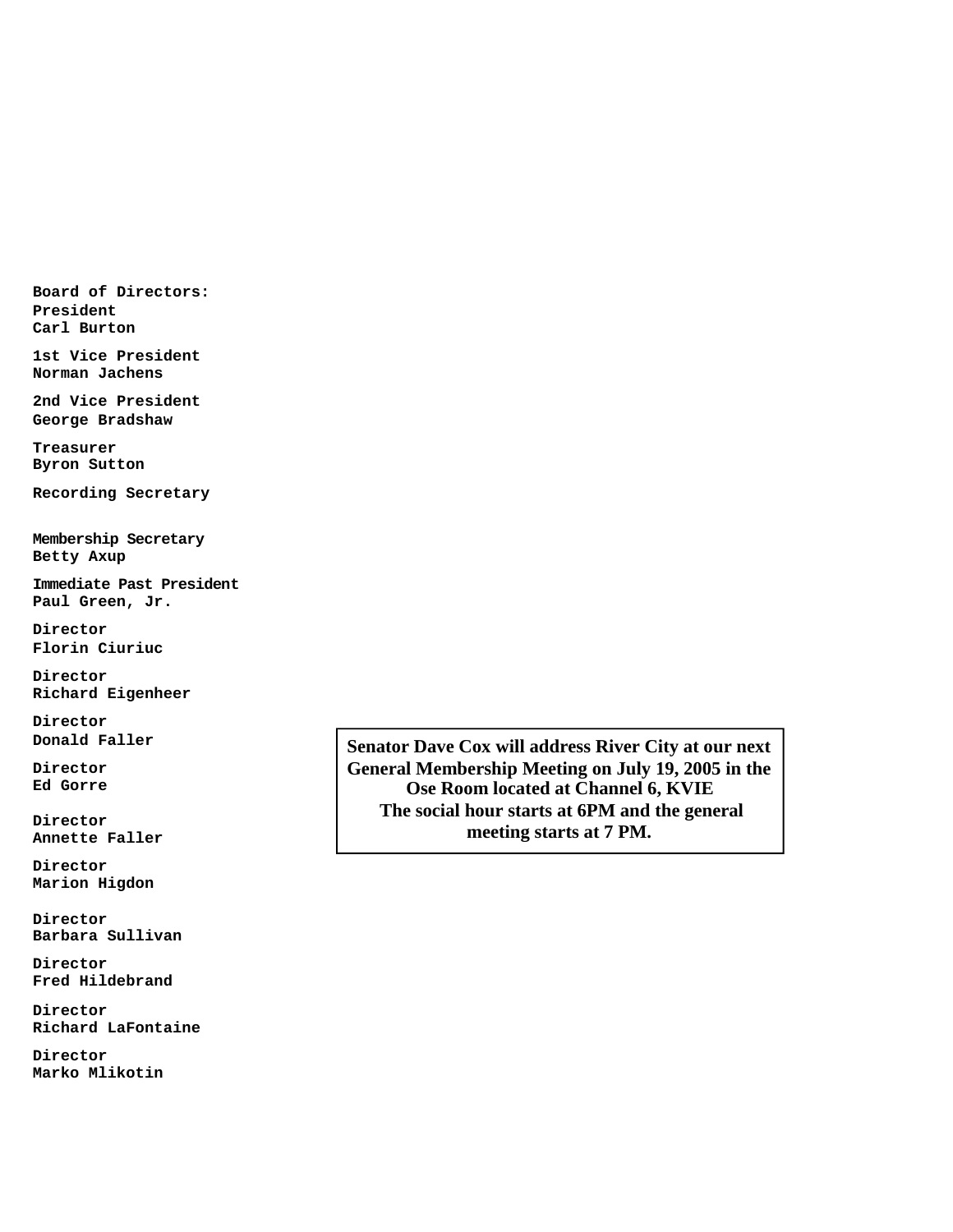**Board of Directors:**

**President**
**Carl Burton**

**1st Vice President**
**Norman Jachens**

**2nd Vice President**
**George Bradshaw**

**Treasurer**
**Byron Sutton**

**Recording Secretary**

**Membership Secretary**
**Betty Axup**

**Immediate Past President**
**Paul Green, Jr.**

**Director**
**Florin Ciuriuc**

**Director**
**Richard Eigenheer**

**Director**
**Donald Faller**

**Director**
**Ed Gorre**

**Director**
**Annette Faller**

**Director**
**Marion Higdon**

**Director**
**Barbara Sullivan**

**Director**
**Fred Hildebrand**

**Director**
**Richard LaFontaine**

**Director**
**Marko Mlikotin**

**Senator Dave Cox will address River City at our next General Membership Meeting on July 19, 2005 in the Ose Room located at Channel 6, KVIE**
**The social hour starts at 6PM and the general meeting starts at 7 PM.**